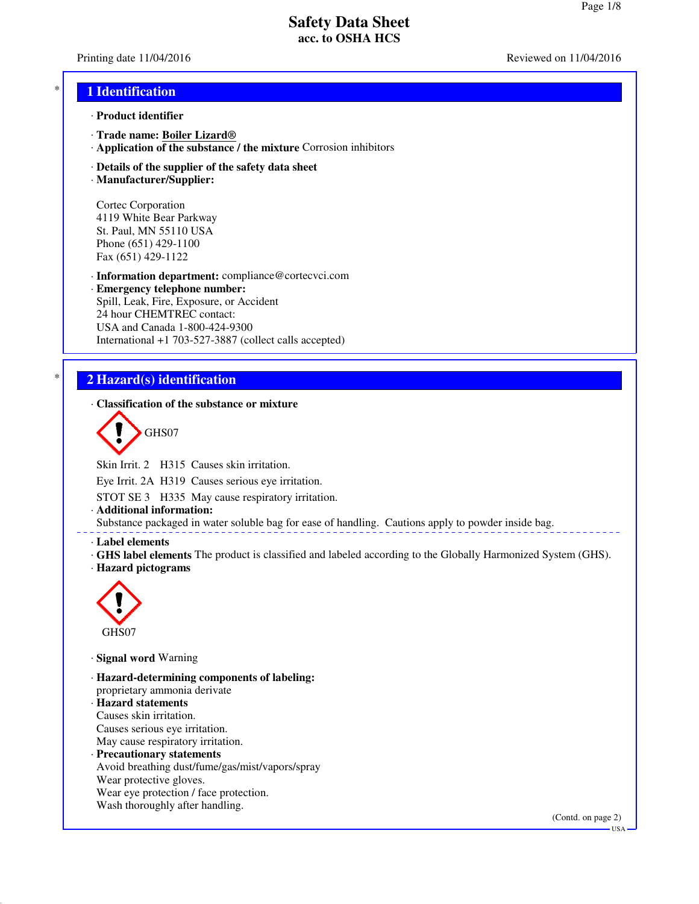# Safety Data Sheet
## acc. to OSHA HCS

Printing date 11/04/2016 Reviewed on 11/04/2016

## 1 Identification

· **Product identifier**

· **Trade name: Boiler Lizard®**
· **Application of the substance / the mixture** Corrosion inhibitors

· **Details of the supplier of the safety data sheet**
· **Manufacturer/Supplier:**

Cortec Corporation
4119 White Bear Parkway
St. Paul, MN 55110 USA
Phone (651) 429-1100
Fax (651) 429-1122

· **Information department:** compliance@cortecvci.com
· **Emergency telephone number:**
Spill, Leak, Fire, Exposure, or Accident
24 hour CHEMTREC contact:
USA and Canada 1-800-424-9300
International +1 703-527-3887 (collect calls accepted)

## 2 Hazard(s) identification

· **Classification of the substance or mixture**

GHS07

Skin Irrit. 2 H315 Causes skin irritation.

Eye Irrit. 2A H319 Causes serious eye irritation.

STOT SE 3 H335 May cause respiratory irritation.

· **Additional information:**
Substance packaged in water soluble bag for ease of handling. Cautions apply to powder inside bag.

· **Label elements**
· **GHS label elements** The product is classified and labeled according to the Globally Harmonized System (GHS).
· **Hazard pictograms**

GHS07

· **Signal word** Warning

· **Hazard-determining components of labeling:**
proprietary ammonia derivate
· **Hazard statements**
Causes skin irritation.
Causes serious eye irritation.
May cause respiratory irritation.
· **Precautionary statements**
Avoid breathing dust/fume/gas/mist/vapors/spray
Wear protective gloves.
Wear eye protection / face protection.
Wash thoroughly after handling.

(Contd. on page 2)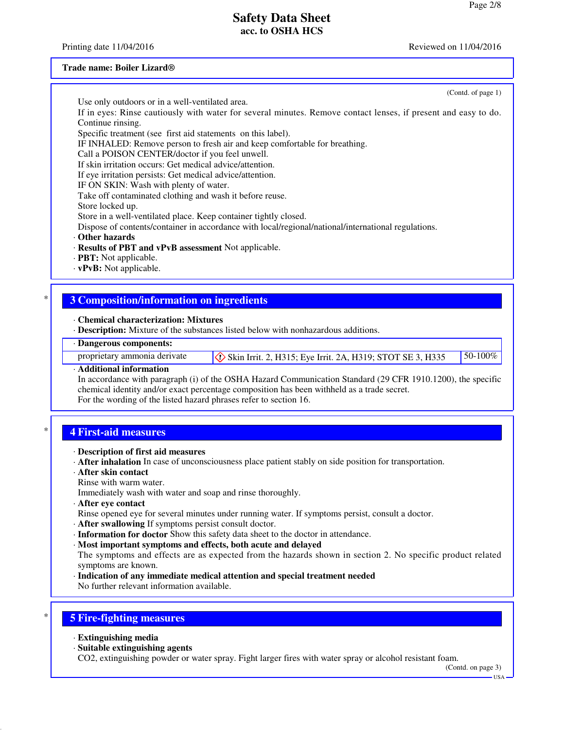**Trade name: Boiler Lizard®**

(Contd. of page 1)

Use only outdoors or in a well-ventilated area.
If in eyes: Rinse cautiously with water for several minutes. Remove contact lenses, if present and easy to do. Continue rinsing.
Specific treatment (see first aid statements on this label).
IF INHALED: Remove person to fresh air and keep comfortable for breathing.
Call a POISON CENTER/doctor if you feel unwell.
If skin irritation occurs: Get medical advice/attention.
If eye irritation persists: Get medical advice/attention.
IF ON SKIN: Wash with plenty of water.
Take off contaminated clothing and wash it before reuse.
Store locked up.
Store in a well-ventilated place. Keep container tightly closed.
Dispose of contents/container in accordance with local/regional/national/international regulations.

· **Other hazards**
· **Results of PBT and vPvB assessment** Not applicable.
· **PBT:** Not applicable.
· **vPvB:** Not applicable.

## 3 Composition/information on ingredients

· **Chemical characterization: Mixtures**
· **Description:** Mixture of the substances listed below with nonhazardous additions.

| · **Dangerous components:** | | |
|---|---|---|
| proprietary ammonia derivate | Skin Irrit. 2, H315; Eye Irrit. 2A, H319; STOT SE 3, H335 | 50-100% |

· **Additional information**
In accordance with paragraph (i) of the OSHA Hazard Communication Standard (29 CFR 1910.1200), the specific chemical identity and/or exact percentage composition has been withheld as a trade secret.
For the wording of the listed hazard phrases refer to section 16.

## 4 First-aid measures

· **Description of first aid measures**
· **After inhalation** In case of unconsciousness place patient stably on side position for transportation.
· **After skin contact**
Rinse with warm water.
Immediately wash with water and soap and rinse thoroughly.
· **After eye contact**
Rinse opened eye for several minutes under running water. If symptoms persist, consult a doctor.
· **After swallowing** If symptoms persist consult doctor.
· **Information for doctor** Show this safety data sheet to the doctor in attendance.
· **Most important symptoms and effects, both acute and delayed**
The symptoms and effects are as expected from the hazards shown in section 2. No specific product related symptoms are known.
· **Indication of any immediate medical attention and special treatment needed**
No further relevant information available.

## 5 Fire-fighting measures

· **Extinguishing media**
· **Suitable extinguishing agents**
$CO_2$, extinguishing powder or water spray. Fight larger fires with water spray or alcohol resistant foam.

(Contd. on page 3)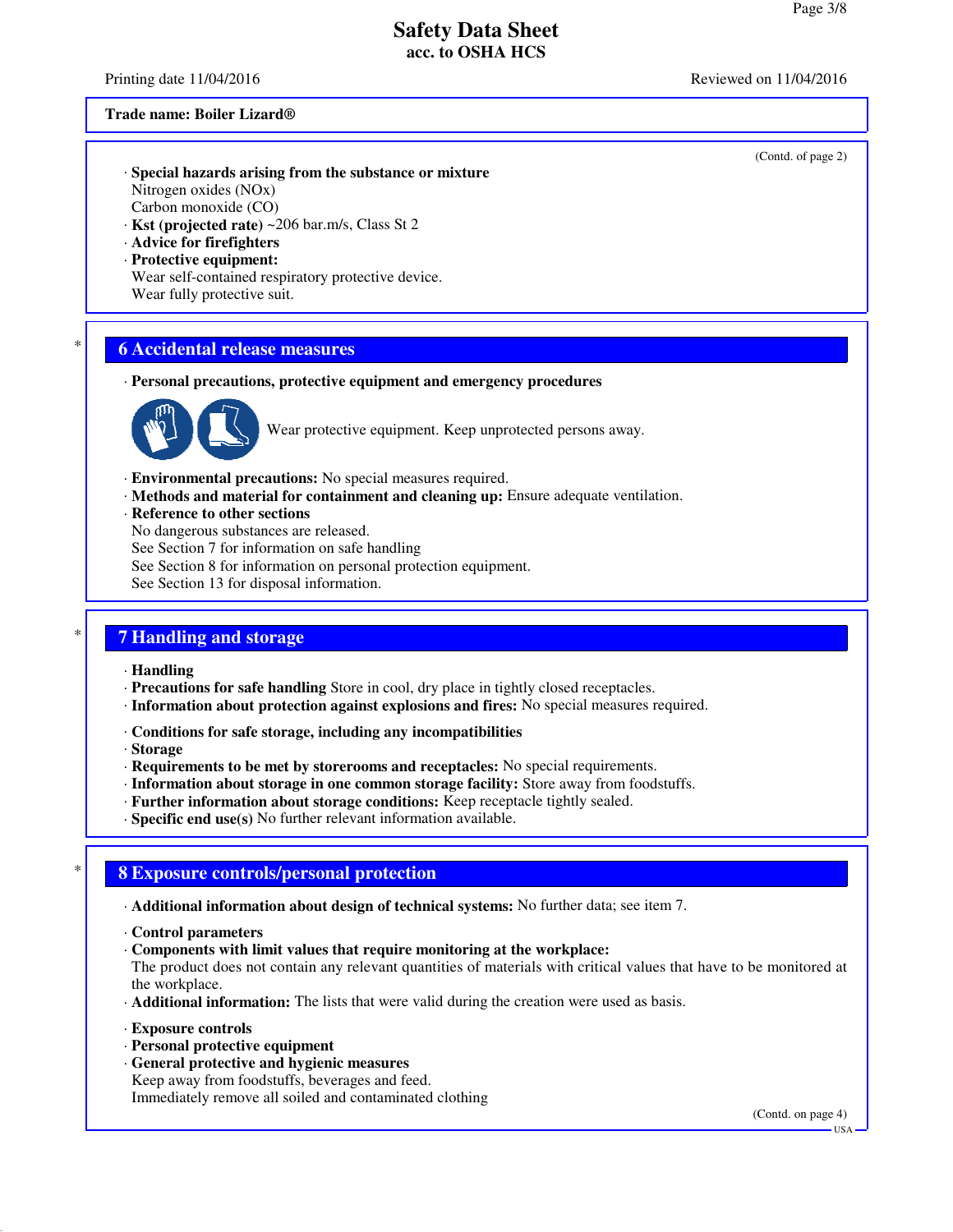**Trade name: Boiler Lizard®**

(Contd. of page 2)

· **Special hazards arising from the substance or mixture**
Nitrogen oxides (NOx)
Carbon monoxide (CO)
· **Kst (projected rate)** ~206 bar.m/s, Class St 2
· **Advice for firefighters**
· **Protective equipment:**
Wear self-contained respiratory protective device.
Wear fully protective suit.

## 6 Accidental release measures

· **Personal precautions, protective equipment and emergency procedures**

Wear protective equipment. Keep unprotected persons away.

· **Environmental precautions:** No special measures required.
· **Methods and material for containment and cleaning up:** Ensure adequate ventilation.
· **Reference to other sections**
No dangerous substances are released.
See Section 7 for information on safe handling
See Section 8 for information on personal protection equipment.
See Section 13 for disposal information.

## 7 Handling and storage

· **Handling**
· **Precautions for safe handling** Store in cool, dry place in tightly closed receptacles.
· **Information about protection against explosions and fires:** No special measures required.

· **Conditions for safe storage, including any incompatibilities**
· **Storage**
· **Requirements to be met by storerooms and receptacles:** No special requirements.
· **Information about storage in one common storage facility:** Store away from foodstuffs.
· **Further information about storage conditions:** Keep receptacle tightly sealed.
· **Specific end use(s)** No further relevant information available.

## 8 Exposure controls/personal protection

· **Additional information about design of technical systems:** No further data; see item 7.

· **Control parameters**
· **Components with limit values that require monitoring at the workplace:**
The product does not contain any relevant quantities of materials with critical values that have to be monitored at the workplace.
· **Additional information:** The lists that were valid during the creation were used as basis.

· **Exposure controls**
· **Personal protective equipment**
· **General protective and hygienic measures**
Keep away from foodstuffs, beverages and feed.
Immediately remove all soiled and contaminated clothing

(Contd. on page 4)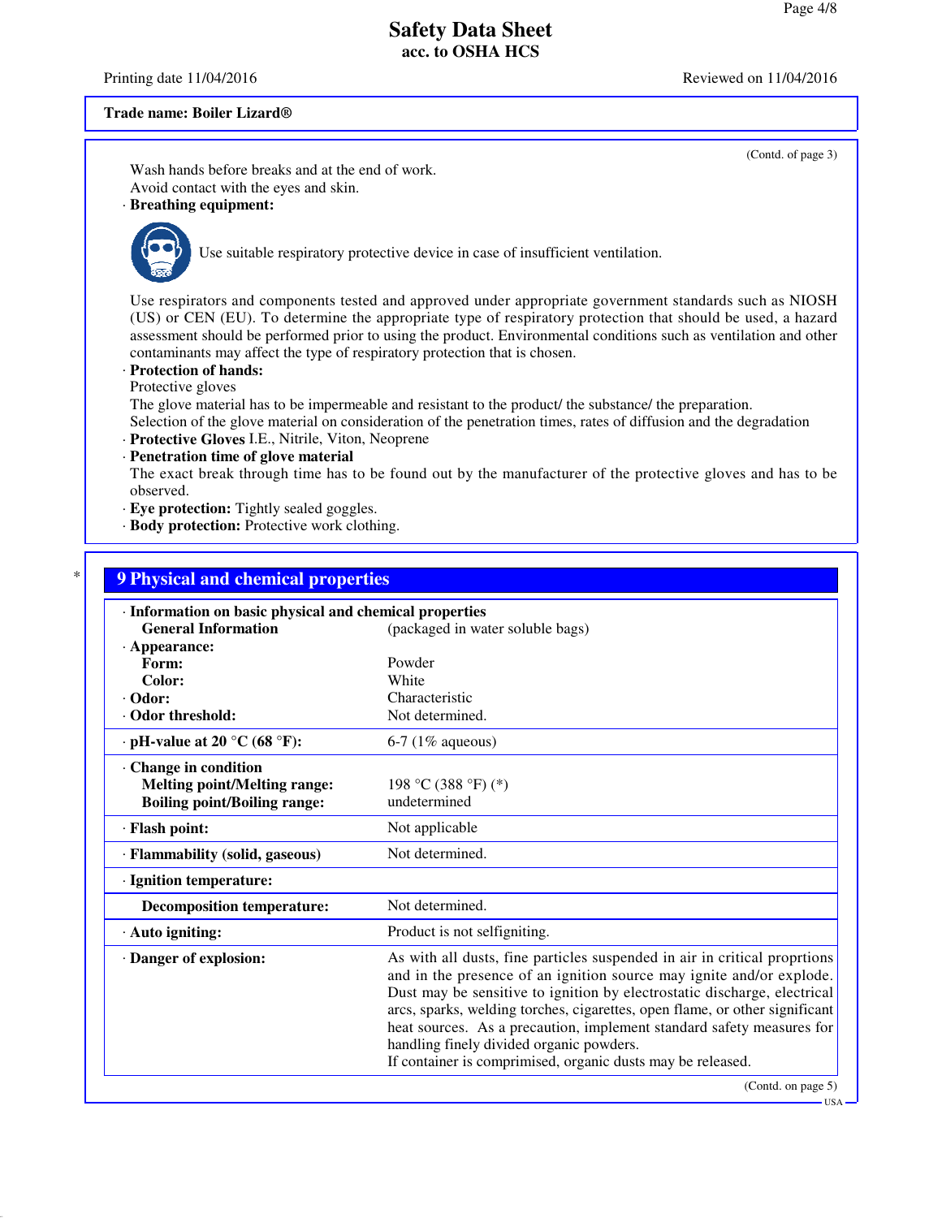**Trade name: Boiler Lizard®**

(Contd. of page 3)

Wash hands before breaks and at the end of work.
Avoid contact with the eyes and skin.

· **Breathing equipment:**

Use suitable respiratory protective device in case of insufficient ventilation.

Use respirators and components tested and approved under appropriate government standards such as NIOSH (US) or CEN (EU). To determine the appropriate type of respiratory protection that should be used, a hazard assessment should be performed prior to using the product. Environmental conditions such as ventilation and other contaminants may affect the type of respiratory protection that is chosen.

· **Protection of hands:**
Protective gloves
The glove material has to be impermeable and resistant to the product/ the substance/ the preparation.
Selection of the glove material on consideration of the penetration times, rates of diffusion and the degradation

· **Protective Gloves** I.E., Nitrile, Viton, Neoprene

· **Penetration time of glove material**
The exact break through time has to be found out by the manufacturer of the protective gloves and has to be observed.

· **Eye protection:** Tightly sealed goggles.

· **Body protection:** Protective work clothing.

## 9 Physical and chemical properties

| · **Information on basic physical and chemical properties** | |
|---|---|
| **General Information** | (packaged in water soluble bags) |
| · **Appearance:** | |
| **Form:** | Powder |
| **Color:** | White |
| · **Odor:** | Characteristic |
| · **Odor threshold:** | Not determined. |
| · **pH-value at 20 °C (68 °F):** | 6-7 (1% aqueous) |
| · **Change in condition** | |
| **Melting point/Melting range:** | 198 °C (388 °F) (*) |
| **Boiling point/Boiling range:** | undetermined |
| · **Flash point:** | Not applicable |
| · **Flammability (solid, gaseous)** | Not determined. |
| · **Ignition temperature:** | |
| **Decomposition temperature:** | Not determined. |
| · **Auto igniting:** | Product is not selfigniting. |
| · **Danger of explosion:** | As with all dusts, fine particles suspended in air in critical proprtions and in the presence of an ignition source may ignite and/or explode. Dust may be sensitive to ignition by electrostatic discharge, electrical arcs, sparks, welding torches, cigarettes, open flame, or other significant heat sources. As a precaution, implement standard safety measures for handling finely divided organic powders. If container is comprimised, organic dusts may be released. |

(Contd. on page 5)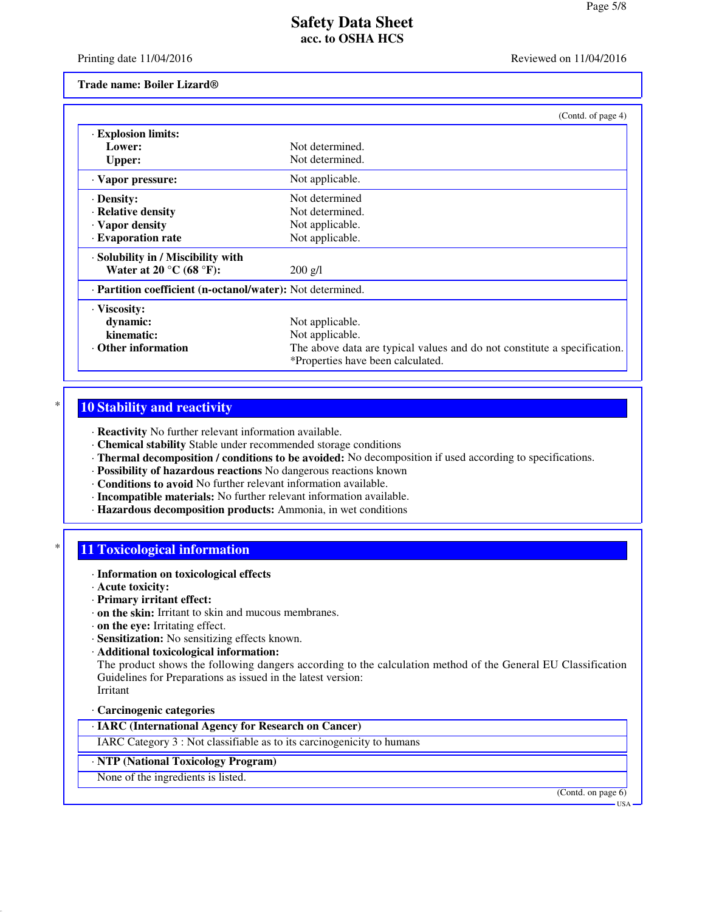**Trade name: Boiler Lizard®**

(Contd. of page 4)

| | |
|---|---|
| · **Explosion limits:** | |
| **Lower:** | Not determined. |
| **Upper:** | Not determined. |
| · **Vapor pressure:** | Not applicable. |
| · **Density:** | Not determined |
| · **Relative density** | Not determined. |
| · **Vapor density** | Not applicable. |
| · **Evaporation rate** | Not applicable. |
| · **Solubility in / Miscibility with** | |
| **Water at 20 °C (68 °F):** | 200 g/l |
| · **Partition coefficient (n-octanol/water):** | Not determined. |
| · **Viscosity:** | |
| **dynamic:** | Not applicable. |
| **kinematic:** | Not applicable. |
| · **Other information** | The above data are typical values and do not constitute a specification. *Properties have been calculated. |

## * 10 Stability and reactivity

· **Reactivity** No further relevant information available.
· **Chemical stability** Stable under recommended storage conditions
· **Thermal decomposition / conditions to be avoided:** No decomposition if used according to specifications.
· **Possibility of hazardous reactions** No dangerous reactions known
· **Conditions to avoid** No further relevant information available.
· **Incompatible materials:** No further relevant information available.
· **Hazardous decomposition products:** Ammonia, in wet conditions

## * 11 Toxicological information

· **Information on toxicological effects**
· **Acute toxicity:**
· **Primary irritant effect:**
· **on the skin:** Irritant to skin and mucous membranes.
· **on the eye:** Irritating effect.
· **Sensitization:** No sensitizing effects known.
· **Additional toxicological information:**
The product shows the following dangers according to the calculation method of the General EU Classification Guidelines for Preparations as issued in the latest version:
Irritant

· **Carcinogenic categories**

| · **IARC (International Agency for Research on Cancer)** |
|---|
| IARC Category 3 : Not classifiable as to its carcinogenicity to humans |

| · **NTP (National Toxicology Program)** |
|---|
| None of the ingredients is listed. |

(Contd. on page 6)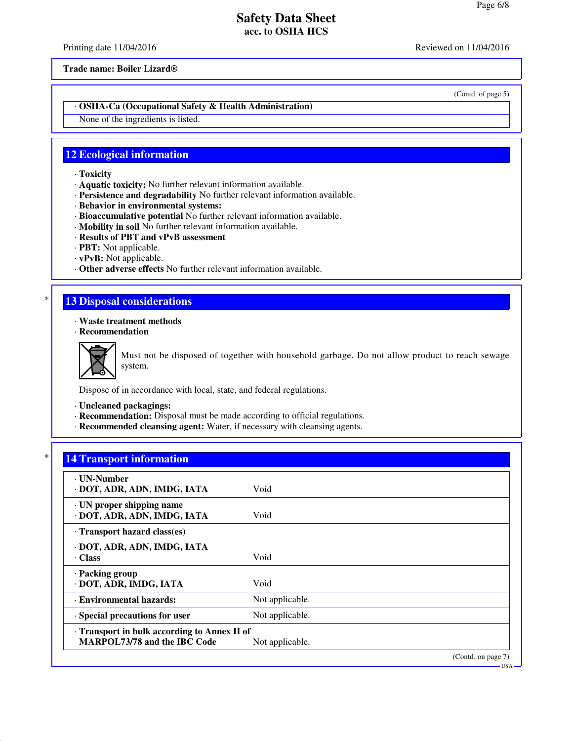Trade name: Boiler Lizard®

(Contd. of page 5)

· **OSHA-Ca (Occupational Safety & Health Administration)**

None of the ingredients is listed.

## 12 Ecological information

· **Toxicity**
· **Aquatic toxicity:** No further relevant information available.
· **Persistence and degradability** No further relevant information available.
· **Behavior in environmental systems:**
· **Bioaccumulative potential** No further relevant information available.
· **Mobility in soil** No further relevant information available.
· **Results of PBT and vPvB assessment**
· **PBT:** Not applicable.
· **vPvB:** Not applicable.
· **Other adverse effects** No further relevant information available.

## 13 Disposal considerations

· **Waste treatment methods**
· **Recommendation**

Must not be disposed of together with household garbage. Do not allow product to reach sewage system.

Dispose of in accordance with local, state, and federal regulations.

· **Uncleaned packagings:**
· **Recommendation:** Disposal must be made according to official regulations.
· **Recommended cleansing agent:** Water, if necessary with cleansing agents.

## 14 Transport information

| | |
|---|---|
| · **UN-Number** | |
| · **DOT, ADR, ADN, IMDG, IATA** | Void |
| · **UN proper shipping name** | |
| · **DOT, ADR, ADN, IMDG, IATA** | Void |
| · **Transport hazard class(es)** | |
| · **DOT, ADR, ADN, IMDG, IATA** | |
| · **Class** | Void |
| · **Packing group** | |
| · **DOT, ADR, IMDG, IATA** | Void |
| · **Environmental hazards:** | Not applicable. |
| · **Special precautions for user** | Not applicable. |
| · **Transport in bulk according to Annex II of MARPOL73/78 and the IBC Code** | Not applicable. |

(Contd. on page 7)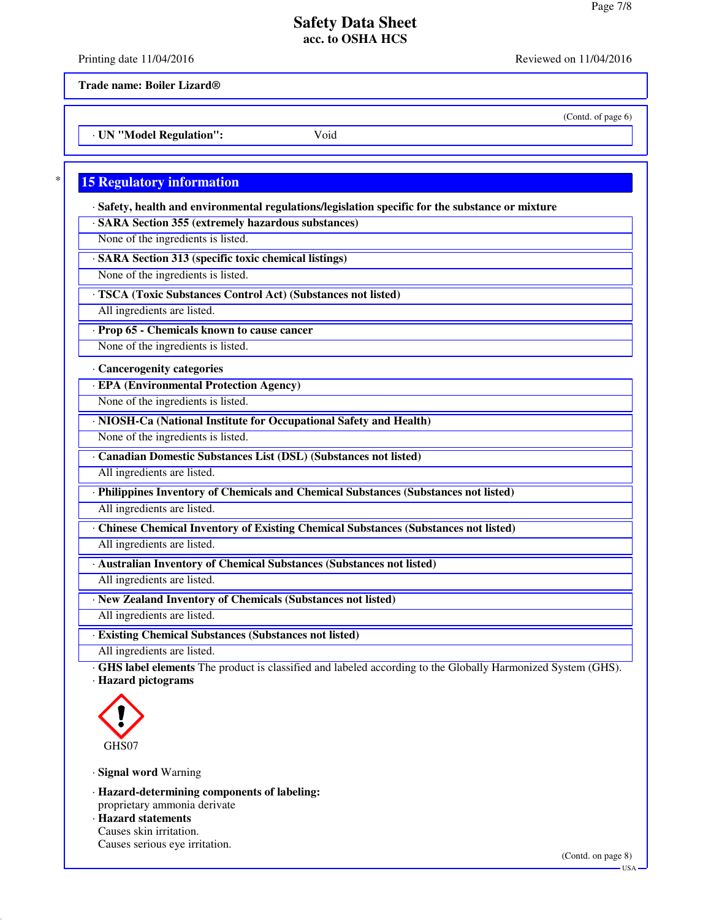**Trade name: Boiler Lizard®**

(Contd. of page 6)

· **UN "Model Regulation":** Void

## 15 Regulatory information

· **Safety, health and environmental regulations/legislation specific for the substance or mixture**

· **SARA Section 355 (extremely hazardous substances)**

None of the ingredients is listed.

· **SARA Section 313 (specific toxic chemical listings)**

None of the ingredients is listed.

· **TSCA (Toxic Substances Control Act) (Substances not listed)**

All ingredients are listed.

· **Prop 65 - Chemicals known to cause cancer**

None of the ingredients is listed.

· **Cancerogenity categories**

· **EPA (Environmental Protection Agency)**

None of the ingredients is listed.

· **NIOSH-Ca (National Institute for Occupational Safety and Health)**

None of the ingredients is listed.

· **Canadian Domestic Substances List (DSL) (Substances not listed)**

All ingredients are listed.

· **Philippines Inventory of Chemicals and Chemical Substances (Substances not listed)**

All ingredients are listed.

· **Chinese Chemical Inventory of Existing Chemical Substances (Substances not listed)**

All ingredients are listed.

· **Australian Inventory of Chemical Substances (Substances not listed)**

All ingredients are listed.

· **New Zealand Inventory of Chemicals (Substances not listed)**

All ingredients are listed.

· **Existing Chemical Substances (Substances not listed)**

All ingredients are listed.

· **GHS label elements** The product is classified and labeled according to the Globally Harmonized System (GHS).

· **Hazard pictograms**

GHS07

· **Signal word** Warning

· **Hazard-determining components of labeling:**

proprietary ammonia derivate

· **Hazard statements**

Causes skin irritation.

Causes serious eye irritation.

(Contd. on page 8)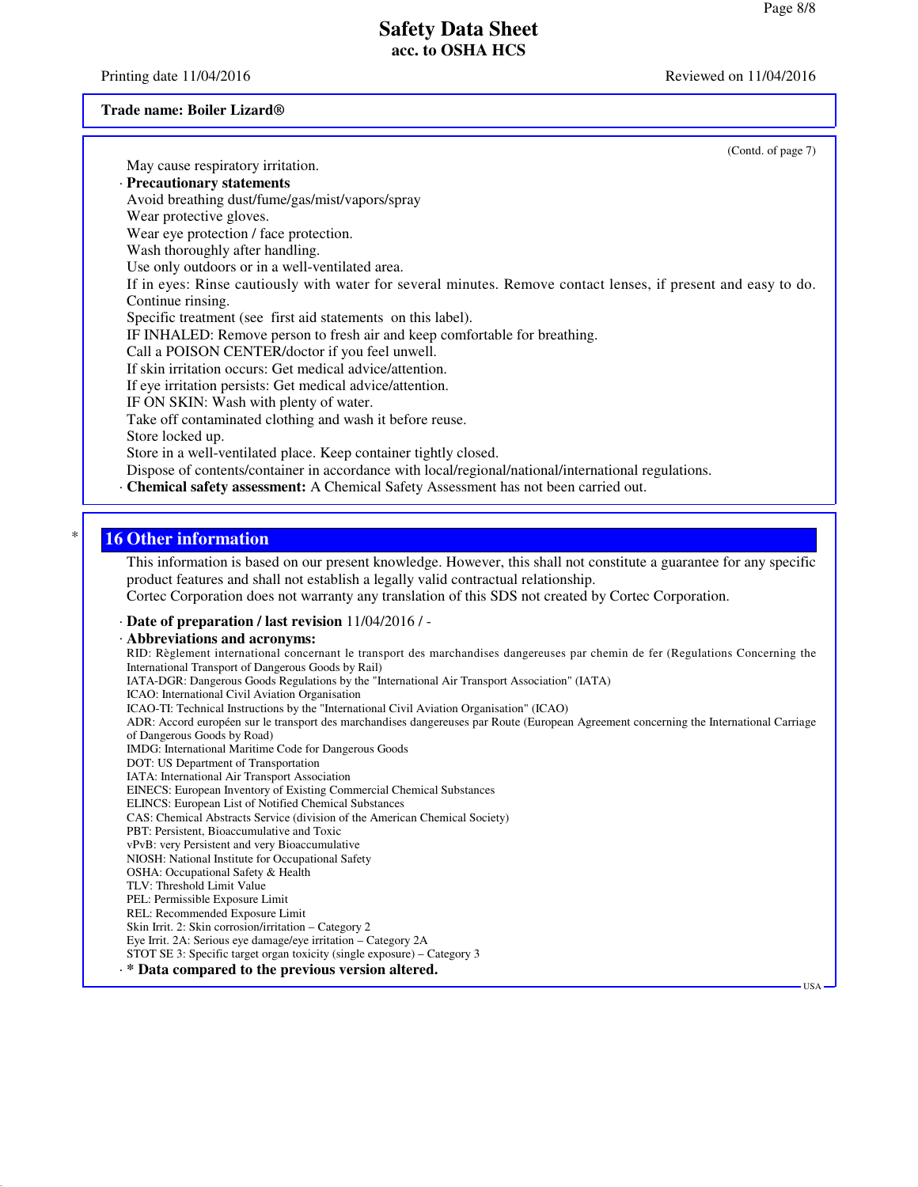(Contd. of page 7)

May cause respiratory irritation.

· **Precautionary statements**

Avoid breathing dust/fume/gas/mist/vapors/spray
Wear protective gloves.
Wear eye protection / face protection.
Wash thoroughly after handling.
Use only outdoors or in a well-ventilated area.
If in eyes: Rinse cautiously with water for several minutes. Remove contact lenses, if present and easy to do. Continue rinsing.
Specific treatment (see first aid statements on this label).
IF INHALED: Remove person to fresh air and keep comfortable for breathing.
Call a POISON CENTER/doctor if you feel unwell.
If skin irritation occurs: Get medical advice/attention.
If eye irritation persists: Get medical advice/attention.
IF ON SKIN: Wash with plenty of water.
Take off contaminated clothing and wash it before reuse.
Store locked up.
Store in a well-ventilated place. Keep container tightly closed.
Dispose of contents/container in accordance with local/regional/national/international regulations.

· **Chemical safety assessment:** A Chemical Safety Assessment has not been carried out.

\*

## 16 Other information

This information is based on our present knowledge. However, this shall not constitute a guarantee for any specific product features and shall not establish a legally valid contractual relationship.
Cortec Corporation does not warranty any translation of this SDS not created by Cortec Corporation.

· **Date of preparation / last revision** 11/04/2016 / -

· **Abbreviations and acronyms:**

RID: Règlement international concernant le transport des marchandises dangereuses par chemin de fer (Regulations Concerning the International Transport of Dangerous Goods by Rail)
IATA-DGR: Dangerous Goods Regulations by the "International Air Transport Association" (IATA)
ICAO: International Civil Aviation Organisation
ICAO-TI: Technical Instructions by the "International Civil Aviation Organisation" (ICAO)
ADR: Accord européen sur le transport des marchandises dangereuses par Route (European Agreement concerning the International Carriage of Dangerous Goods by Road)
IMDG: International Maritime Code for Dangerous Goods
DOT: US Department of Transportation
IATA: International Air Transport Association
EINECS: European Inventory of Existing Commercial Chemical Substances
ELINCS: European List of Notified Chemical Substances
CAS: Chemical Abstracts Service (division of the American Chemical Society)
PBT: Persistent, Bioaccumulative and Toxic
vPvB: very Persistent and very Bioaccumulative
NIOSH: National Institute for Occupational Safety
OSHA: Occupational Safety & Health
TLV: Threshold Limit Value
PEL: Permissible Exposure Limit
REL: Recommended Exposure Limit
Skin Irrit. 2: Skin corrosion/irritation – Category 2
Eye Irrit. 2A: Serious eye damage/eye irritation – Category 2A
STOT SE 3: Specific target organ toxicity (single exposure) – Category 3

· **\* Data compared to the previous version altered.**